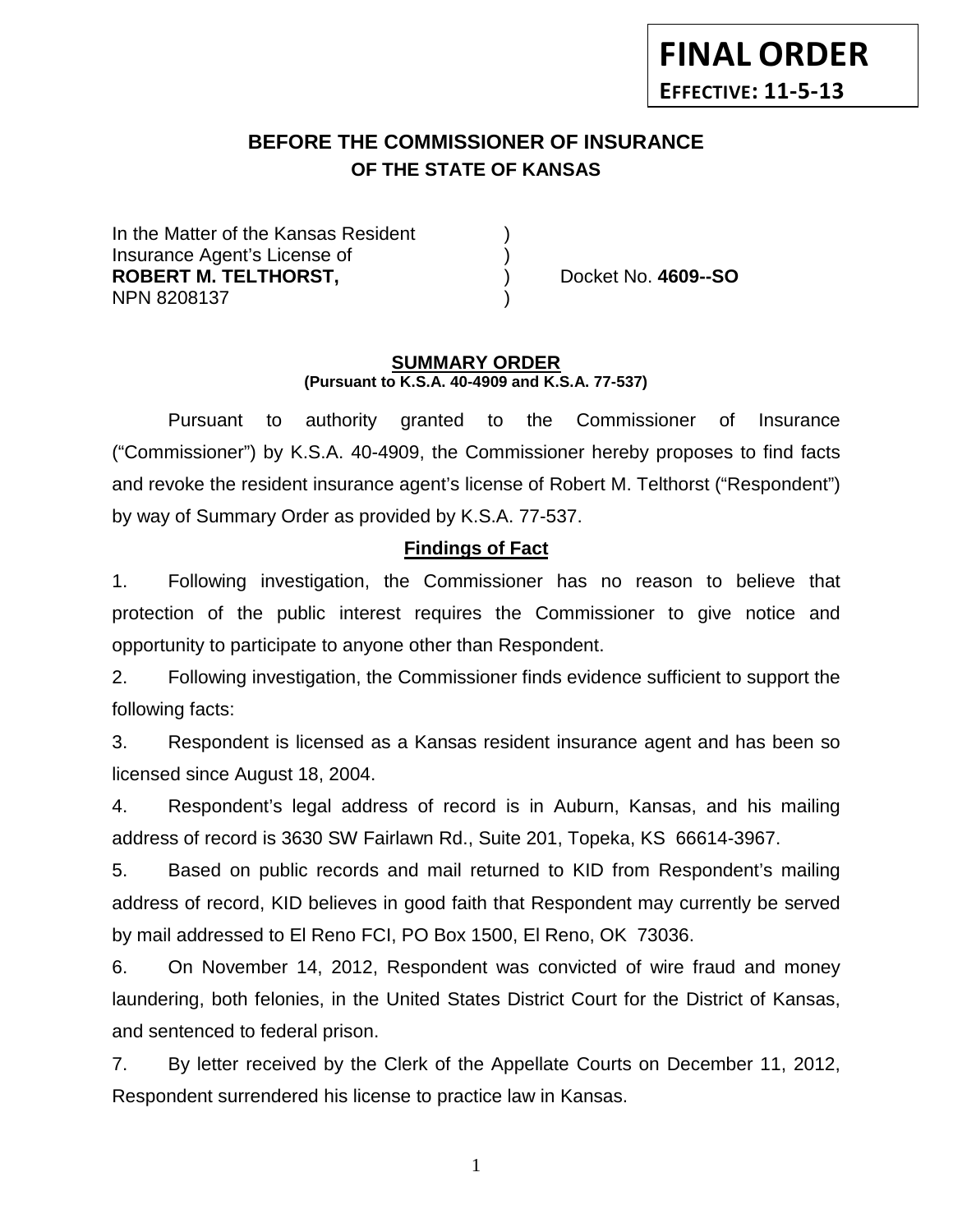**FINAL ORDER**

**EFFECTIVE: 11-5-13**

# BEFORE THE COMMISSIONER OF INSURANCE
## OF THE STATE OF KANSAS

In the Matter of the Kansas Resident )
Insurance Agent's License of )
**ROBERT M. TELTHORST,** ) Docket No. **4609--SO**
NPN 8208137 )

## SUMMARY ORDER
**(Pursuant to K.S.A. 40-4909 and K.S.A. 77-537)**

Pursuant to authority granted to the Commissioner of Insurance ("Commissioner") by K.S.A. 40-4909, the Commissioner hereby proposes to find facts and revoke the resident insurance agent's license of Robert M. Telthorst ("Respondent") by way of Summary Order as provided by K.S.A. 77-537.

### Findings of Fact

1. Following investigation, the Commissioner has no reason to believe that protection of the public interest requires the Commissioner to give notice and opportunity to participate to anyone other than Respondent.

2. Following investigation, the Commissioner finds evidence sufficient to support the following facts:

3. Respondent is licensed as a Kansas resident insurance agent and has been so licensed since August 18, 2004.

4. Respondent's legal address of record is in Auburn, Kansas, and his mailing address of record is 3630 SW Fairlawn Rd., Suite 201, Topeka, KS 66614-3967.

5. Based on public records and mail returned to KID from Respondent's mailing address of record, KID believes in good faith that Respondent may currently be served by mail addressed to El Reno FCI, PO Box 1500, El Reno, OK 73036.

6. On November 14, 2012, Respondent was convicted of wire fraud and money laundering, both felonies, in the United States District Court for the District of Kansas, and sentenced to federal prison.

7. By letter received by the Clerk of the Appellate Courts on December 11, 2012, Respondent surrendered his license to practice law in Kansas.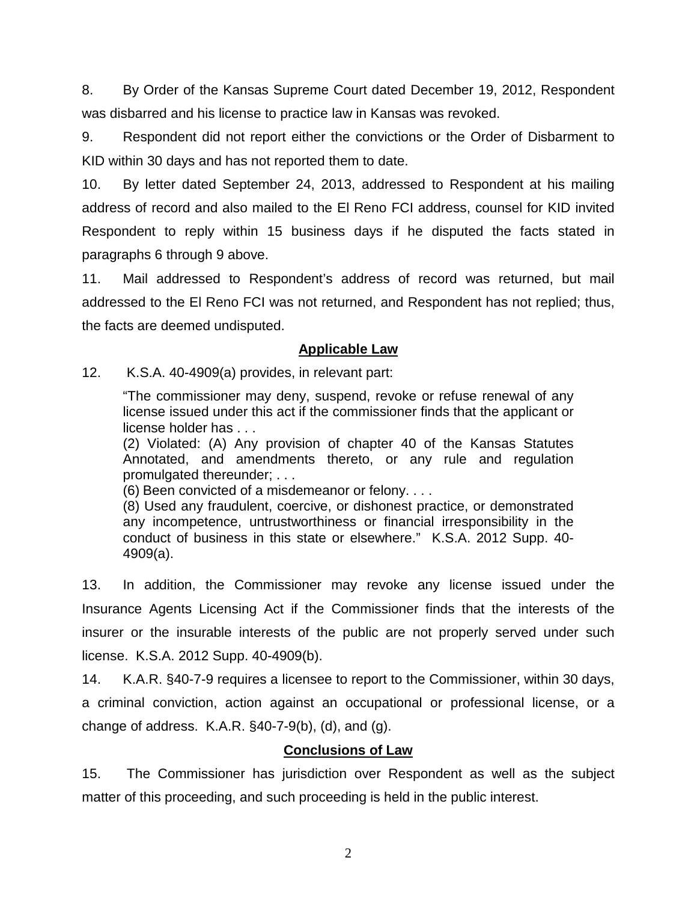8. By Order of the Kansas Supreme Court dated December 19, 2012, Respondent was disbarred and his license to practice law in Kansas was revoked.

9. Respondent did not report either the convictions or the Order of Disbarment to KID within 30 days and has not reported them to date.

10. By letter dated September 24, 2013, addressed to Respondent at his mailing address of record and also mailed to the El Reno FCI address, counsel for KID invited Respondent to reply within 15 business days if he disputed the facts stated in paragraphs 6 through 9 above.

11. Mail addressed to Respondent's address of record was returned, but mail addressed to the El Reno FCI was not returned, and Respondent has not replied; thus, the facts are deemed undisputed.

## **Applicable Law**

12. K.S.A. 40-4909(a) provides, in relevant part:

> "The commissioner may deny, suspend, revoke or refuse renewal of any license issued under this act if the commissioner finds that the applicant or license holder has . . .
>
> (2) Violated: (A) Any provision of chapter 40 of the Kansas Statutes Annotated, and amendments thereto, or any rule and regulation promulgated thereunder; . . .
>
> (6) Been convicted of a misdemeanor or felony. . . .
>
> (8) Used any fraudulent, coercive, or dishonest practice, or demonstrated any incompetence, untrustworthiness or financial irresponsibility in the conduct of business in this state or elsewhere." K.S.A. 2012 Supp. 40-4909(a).

13. In addition, the Commissioner may revoke any license issued under the Insurance Agents Licensing Act if the Commissioner finds that the interests of the insurer or the insurable interests of the public are not properly served under such license. K.S.A. 2012 Supp. 40-4909(b).

14. K.A.R. §40-7-9 requires a licensee to report to the Commissioner, within 30 days, a criminal conviction, action against an occupational or professional license, or a change of address. K.A.R. §40-7-9(b), (d), and (g).

## **Conclusions of Law**

15. The Commissioner has jurisdiction over Respondent as well as the subject matter of this proceeding, and such proceeding is held in the public interest.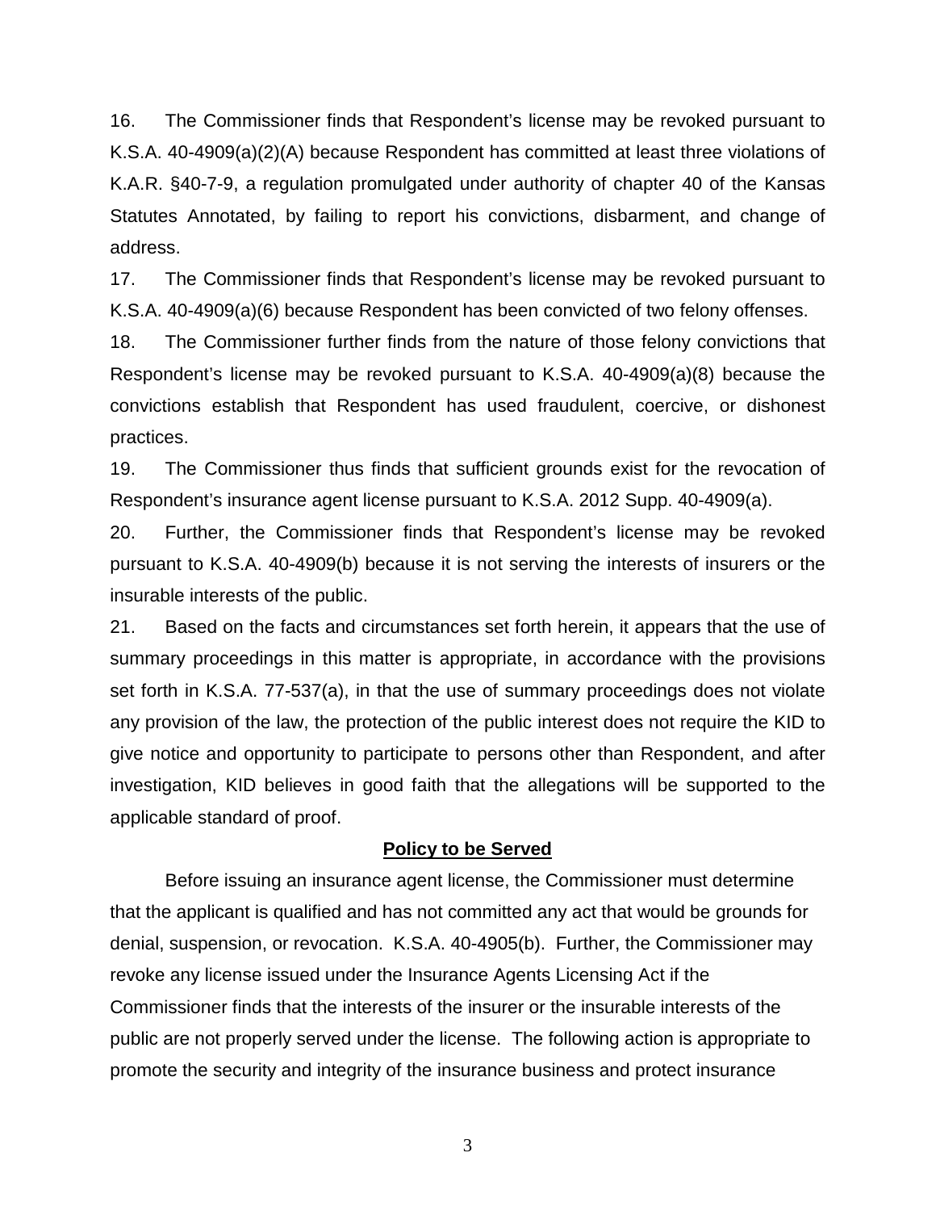16. The Commissioner finds that Respondent's license may be revoked pursuant to K.S.A. 40-4909(a)(2)(A) because Respondent has committed at least three violations of K.A.R. §40-7-9, a regulation promulgated under authority of chapter 40 of the Kansas Statutes Annotated, by failing to report his convictions, disbarment, and change of address.

17. The Commissioner finds that Respondent's license may be revoked pursuant to K.S.A. 40-4909(a)(6) because Respondent has been convicted of two felony offenses.

18. The Commissioner further finds from the nature of those felony convictions that Respondent's license may be revoked pursuant to K.S.A. 40-4909(a)(8) because the convictions establish that Respondent has used fraudulent, coercive, or dishonest practices.

19. The Commissioner thus finds that sufficient grounds exist for the revocation of Respondent's insurance agent license pursuant to K.S.A. 2012 Supp. 40-4909(a).

20. Further, the Commissioner finds that Respondent's license may be revoked pursuant to K.S.A. 40-4909(b) because it is not serving the interests of insurers or the insurable interests of the public.

21. Based on the facts and circumstances set forth herein, it appears that the use of summary proceedings in this matter is appropriate, in accordance with the provisions set forth in K.S.A. 77-537(a), in that the use of summary proceedings does not violate any provision of the law, the protection of the public interest does not require the KID to give notice and opportunity to participate to persons other than Respondent, and after investigation, KID believes in good faith that the allegations will be supported to the applicable standard of proof.

## Policy to be Served

Before issuing an insurance agent license, the Commissioner must determine that the applicant is qualified and has not committed any act that would be grounds for denial, suspension, or revocation. K.S.A. 40-4905(b). Further, the Commissioner may revoke any license issued under the Insurance Agents Licensing Act if the Commissioner finds that the interests of the insurer or the insurable interests of the public are not properly served under the license. The following action is appropriate to promote the security and integrity of the insurance business and protect insurance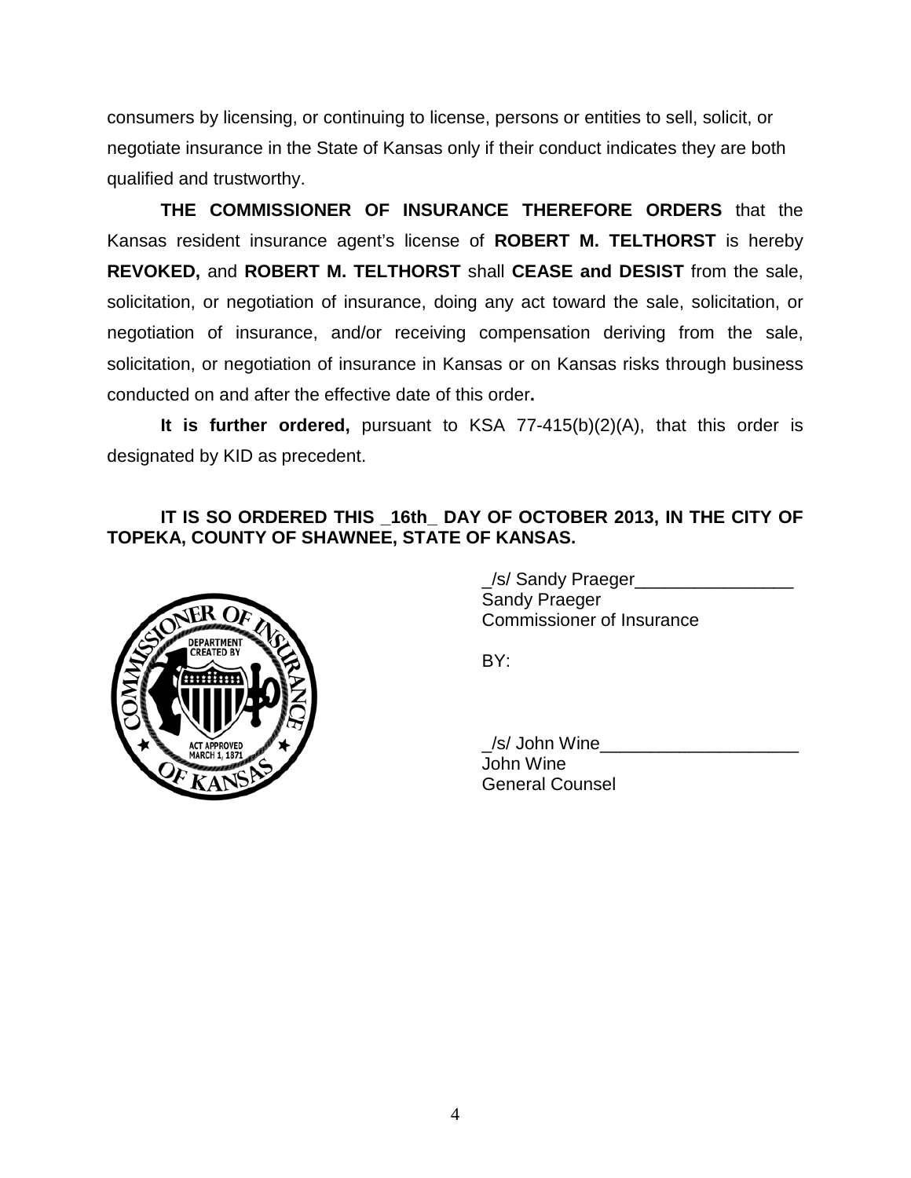consumers by licensing, or continuing to license, persons or entities to sell, solicit, or negotiate insurance in the State of Kansas only if their conduct indicates they are both qualified and trustworthy.

**THE COMMISSIONER OF INSURANCE THEREFORE ORDERS** that the Kansas resident insurance agent's license of **ROBERT M. TELTHORST** is hereby **REVOKED,** and **ROBERT M. TELTHORST** shall **CEASE and DESIST** from the sale, solicitation, or negotiation of insurance, doing any act toward the sale, solicitation, or negotiation of insurance, and/or receiving compensation deriving from the sale, solicitation, or negotiation of insurance in Kansas or on Kansas risks through business conducted on and after the effective date of this order**.**

**It is further ordered,** pursuant to KSA 77-415(b)(2)(A), that this order is designated by KID as precedent.

**IT IS SO ORDERED THIS _16th_ DAY OF OCTOBER 2013, IN THE CITY OF TOPEKA, COUNTY OF SHAWNEE, STATE OF KANSAS.**

_/s/ Sandy Praeger________________
Sandy Praeger
Commissioner of Insurance

BY:

_/s/ John Wine____________________
John Wine
General Counsel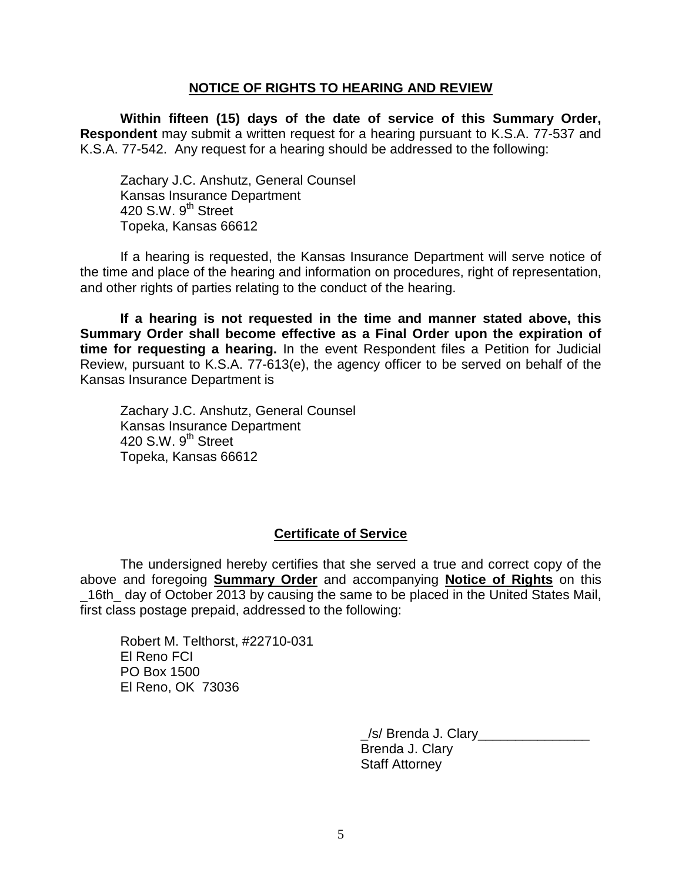## NOTICE OF RIGHTS TO HEARING AND REVIEW

**Within fifteen (15) days of the date of service of this Summary Order, Respondent** may submit a written request for a hearing pursuant to K.S.A. 77-537 and K.S.A. 77-542. Any request for a hearing should be addressed to the following:

Zachary J.C. Anshutz, General Counsel
Kansas Insurance Department
420 S.W. 9th Street
Topeka, Kansas 66612

If a hearing is requested, the Kansas Insurance Department will serve notice of the time and place of the hearing and information on procedures, right of representation, and other rights of parties relating to the conduct of the hearing.

**If a hearing is not requested in the time and manner stated above, this Summary Order shall become effective as a Final Order upon the expiration of time for requesting a hearing.** In the event Respondent files a Petition for Judicial Review, pursuant to K.S.A. 77-613(e), the agency officer to be served on behalf of the Kansas Insurance Department is

Zachary J.C. Anshutz, General Counsel
Kansas Insurance Department
420 S.W. 9th Street
Topeka, Kansas 66612

## Certificate of Service

The undersigned hereby certifies that she served a true and correct copy of the above and foregoing **Summary Order** and accompanying **Notice of Rights** on this _16th_ day of October 2013 by causing the same to be placed in the United States Mail, first class postage prepaid, addressed to the following:

Robert M. Telthorst, #22710-031
El Reno FCI
PO Box 1500
El Reno, OK 73036

_/s/ Brenda J. Clary_______________
Brenda J. Clary
Staff Attorney